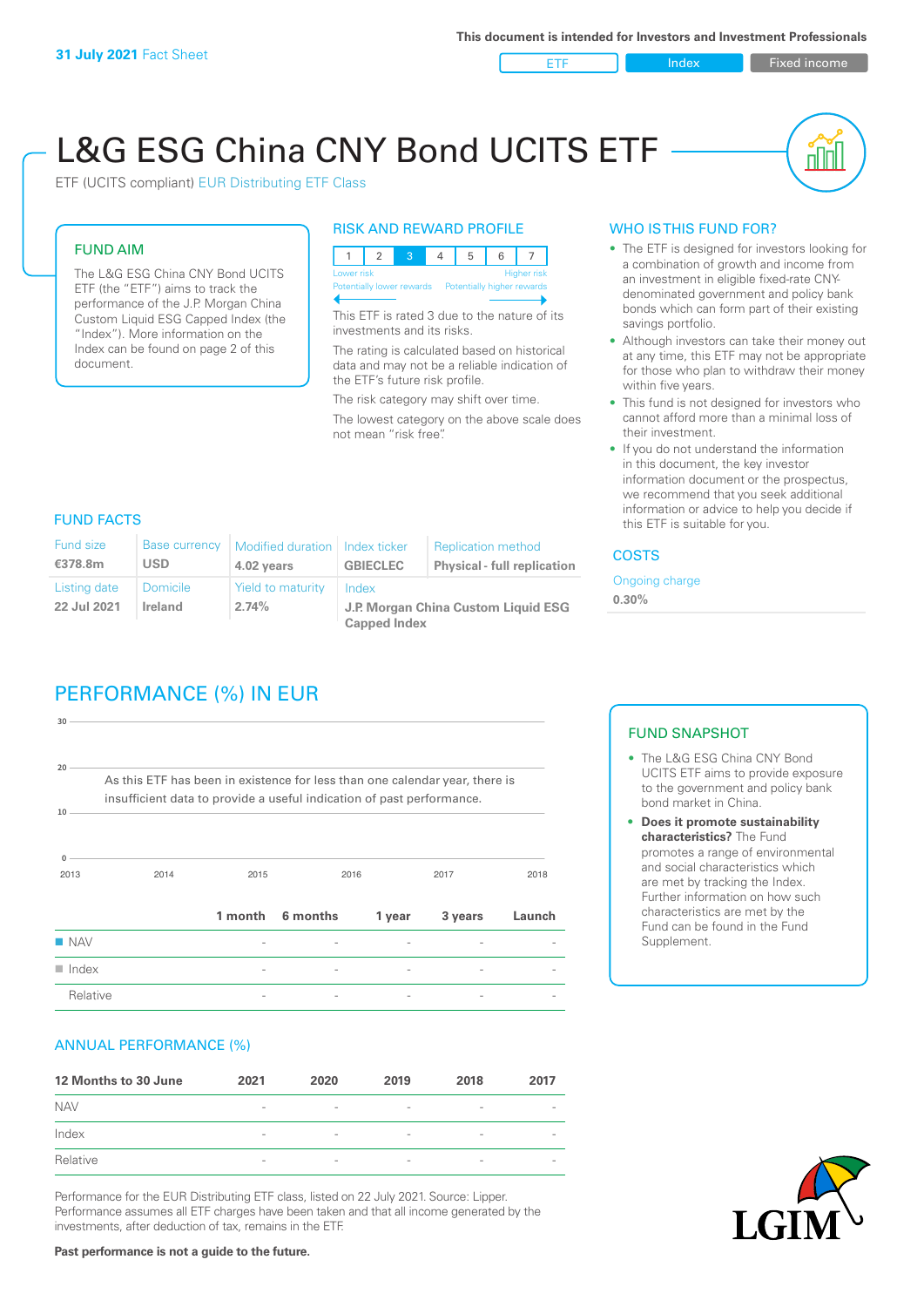**31 July 2021** Fact Sheet

This document is intended for Investors and Investment Professionals

ETF | Index | Fixed income

# L&G ESG China CNY Bond UCITS ETF

ETF (UCITS compliant) EUR Distributing ETF Class

## FUND AIM

The L&G ESG China CNY Bond UCITS ETF (the "ETF") aims to track the performance of the J.P. Morgan China Custom Liquid ESG Capped Index (the "Index"). More information on the Index can be found on page 2 of this document.

## RISK AND REWARD PROFILE

| 1 | 2 | **3** | 4 | 5 | 6 | 7 |
|---|---|---|---|---|---|---|

Lower risk — Higher risk

Potentially lower rewards — Potentially higher rewards

This ETF is rated 3 due to the nature of its investments and its risks.

The rating is calculated based on historical data and may not be a reliable indication of the ETF's future risk profile.

The risk category may shift over time.

The lowest category on the above scale does not mean "risk free".

## WHO IS THIS FUND FOR?

- The ETF is designed for investors looking for a combination of growth and income from an investment in eligible fixed-rate CNY-denominated government and policy bank bonds which can form part of their existing savings portfolio.
- Although investors can take their money out at any time, this ETF may not be appropriate for those who plan to withdraw their money within five years.
- This fund is not designed for investors who cannot afford more than a minimal loss of their investment.
- If you do not understand the information in this document, the key investor information document or the prospectus, we recommend that you seek additional information or advice to help you decide if this ETF is suitable for you.

## FUND FACTS

| Fund size | Base currency | Modified duration | Index ticker | Replication method |
|---|---|---|---|---|
| **€378.8m** | **USD** | **4.02 years** | **GBIECLEC** | **Physical - full replication** |
| **Listing date** | **Domicile** | **Yield to maturity** | **Index** | |
| **22 Jul 2021** | **Ireland** | **2.74%** | **J.P. Morgan China Custom Liquid ESG Capped Index** | |

## COSTS

Ongoing charge

**0.30%**

## PERFORMANCE (%) IN EUR

As this ETF has been in existence for less than one calendar year, there is insufficient data to provide a useful indication of past performance.

| | 1 month | 6 months | 1 year | 3 years | Launch |
|---|---|---|---|---|---|
| NAV | - | - | - | - | - |
| Index | - | - | - | - | - |
| Relative | - | - | - | - | - |

## FUND SNAPSHOT

- The L&G ESG China CNY Bond UCITS ETF aims to provide exposure to the government and policy bank bond market in China.
- **Does it promote sustainability characteristics?** The Fund promotes a range of environmental and social characteristics which are met by tracking the Index. Further information on how such characteristics are met by the Fund can be found in the Fund Supplement.

## ANNUAL PERFORMANCE (%)

| 12 Months to 30 June | 2021 | 2020 | 2019 | 2018 | 2017 |
|---|---|---|---|---|---|
| NAV | - | - | - | - | - |
| Index | - | - | - | - | - |
| Relative | - | - | - | - | - |

Performance for the EUR Distributing ETF class, listed on 22 July 2021. Source: Lipper. Performance assumes all ETF charges have been taken and that all income generated by the investments, after deduction of tax, remains in the ETF.

**Past performance is not a guide to the future.**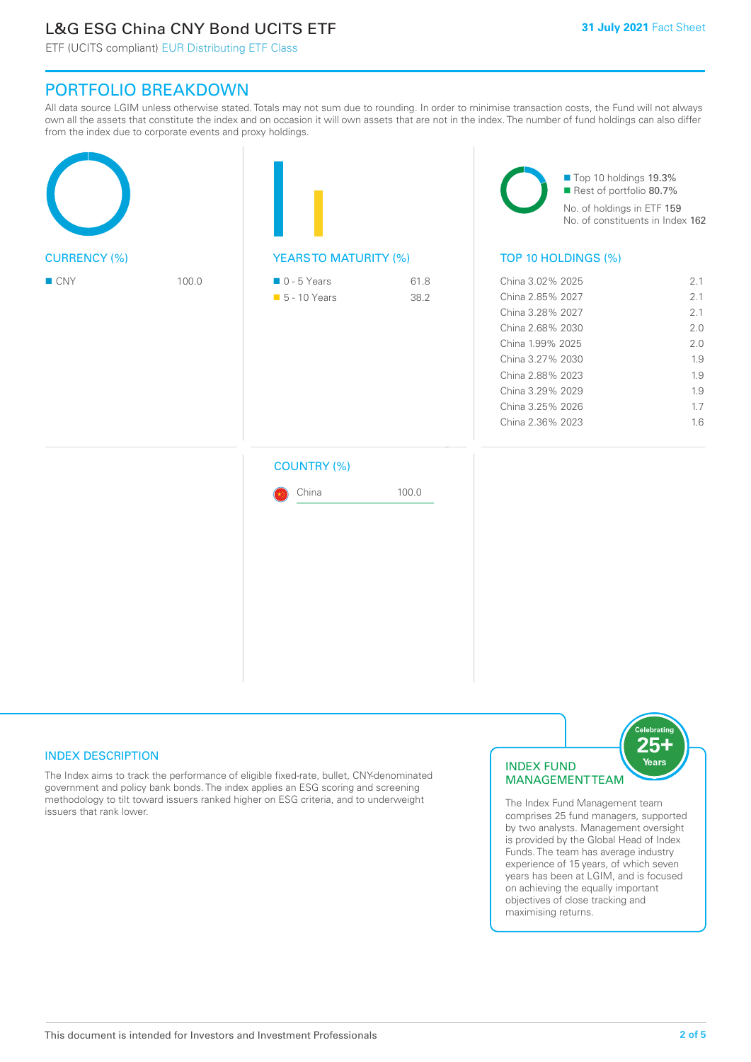# L&G ESG China CNY Bond UCITS ETF

ETF (UCITS compliant) EUR Distributing ETF Class

31 July 2021 Fact Sheet

## PORTFOLIO BREAKDOWN

All data source LGIM unless otherwise stated. Totals may not sum due to rounding. In order to minimise transaction costs, the Fund will not always own all the assets that constitute the index and on occasion it will own assets that are not in the index. The number of fund holdings can also differ from the index due to corporate events and proxy holdings.

### CURRENCY (%)

| Currency | % |
|---|---|
| CNY | 100.0 |

### YEARS TO MATURITY (%)

| Years to maturity | % |
|---|---|
| 0 - 5 Years | 61.8 |
| 5 - 10 Years | 38.2 |

### TOP 10 HOLDINGS (%)

- Top 10 holdings 19.3%
- Rest of portfolio 80.7%

No. of holdings in ETF 159
No. of constituents in Index 162

| Holding | % |
|---|---|
| China 3.02% 2025 | 2.1 |
| China 2.85% 2027 | 2.1 |
| China 3.28% 2027 | 2.1 |
| China 2.68% 2030 | 2.0 |
| China 1.99% 2025 | 2.0 |
| China 3.27% 2030 | 1.9 |
| China 2.88% 2023 | 1.9 |
| China 3.29% 2029 | 1.9 |
| China 3.25% 2026 | 1.7 |
| China 2.36% 2023 | 1.6 |

### COUNTRY (%)

| Country | % |
|---|---|
| China | 100.0 |

## INDEX DESCRIPTION

The Index aims to track the performance of eligible fixed-rate, bullet, CNY-denominated government and policy bank bonds. The index applies an ESG scoring and screening methodology to tilt toward issuers ranked higher on ESG criteria, and to underweight issuers that rank lower.

## INDEX FUND MANAGEMENT TEAM

Celebrating 25+ Years

The Index Fund Management team comprises 25 fund managers, supported by two analysts. Management oversight is provided by the Global Head of Index Funds. The team has average industry experience of 15 years, of which seven years has been at LGIM, and is focused on achieving the equally important objectives of close tracking and maximising returns.

This document is intended for Investors and Investment Professionals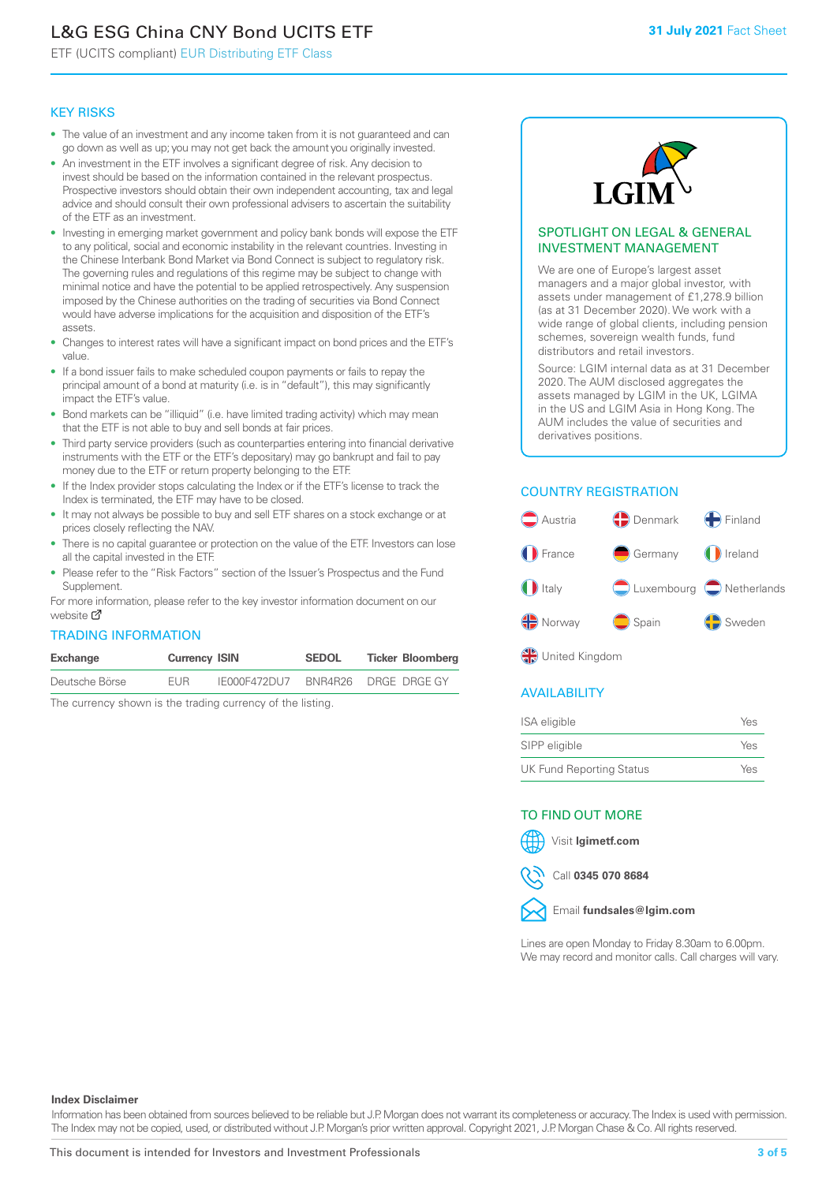# L&G ESG China CNY Bond UCITS ETF

ETF (UCITS compliant) EUR Distributing ETF Class

**31 July 2021** Fact Sheet

## KEY RISKS

- The value of an investment and any income taken from it is not guaranteed and can go down as well as up; you may not get back the amount you originally invested.
- An investment in the ETF involves a significant degree of risk. Any decision to invest should be based on the information contained in the relevant prospectus. Prospective investors should obtain their own independent accounting, tax and legal advice and should consult their own professional advisers to ascertain the suitability of the ETF as an investment.
- Investing in emerging market government and policy bank bonds will expose the ETF to any political, social and economic instability in the relevant countries. Investing in the Chinese Interbank Bond Market via Bond Connect is subject to regulatory risk. The governing rules and regulations of this regime may be subject to change with minimal notice and have the potential to be applied retrospectively. Any suspension imposed by the Chinese authorities on the trading of securities via Bond Connect would have adverse implications for the acquisition and disposition of the ETF's assets.
- Changes to interest rates will have a significant impact on bond prices and the ETF's value.
- If a bond issuer fails to make scheduled coupon payments or fails to repay the principal amount of a bond at maturity (i.e. is in "default"), this may significantly impact the ETF's value.
- Bond markets can be "illiquid" (i.e. have limited trading activity) which may mean that the ETF is not able to buy and sell bonds at fair prices.
- Third party service providers (such as counterparties entering into financial derivative instruments with the ETF or the ETF's depositary) may go bankrupt and fail to pay money due to the ETF or return property belonging to the ETF.
- If the Index provider stops calculating the Index or if the ETF's license to track the Index is terminated, the ETF may have to be closed.
- It may not always be possible to buy and sell ETF shares on a stock exchange or at prices closely reflecting the NAV.
- There is no capital guarantee or protection on the value of the ETF. Investors can lose all the capital invested in the ETF.
- Please refer to the "Risk Factors" section of the Issuer's Prospectus and the Fund Supplement.

For more information, please refer to the key investor information document on our website

## TRADING INFORMATION

| Exchange | Currency | ISIN | SEDOL | Ticker | Bloomberg |
|---|---|---|---|---|---|
| Deutsche Börse | EUR | IE000F472DU7 | BNR4R26 | DRGE | DRGE GY |

The currency shown is the trading currency of the listing.

## SPOTLIGHT ON LEGAL & GENERAL INVESTMENT MANAGEMENT

We are one of Europe's largest asset managers and a major global investor, with assets under management of £1,278.9 billion (as at 31 December 2020). We work with a wide range of global clients, including pension schemes, sovereign wealth funds, fund distributors and retail investors.

Source: LGIM internal data as at 31 December 2020. The AUM disclosed aggregates the assets managed by LGIM in the UK, LGIMA in the US and LGIM Asia in Hong Kong. The AUM includes the value of securities and derivatives positions.

## COUNTRY REGISTRATION

Austria, Denmark, Finland, France, Germany, Ireland, Italy, Luxembourg, Netherlands, Norway, Spain, Sweden, United Kingdom

## AVAILABILITY

| | |
|---|---|
| ISA eligible | Yes |
| SIPP eligible | Yes |
| UK Fund Reporting Status | Yes |

## TO FIND OUT MORE

Visit **lgimetf.com**

Call **0345 070 8684**

Email **fundsales@lgim.com**

Lines are open Monday to Friday 8.30am to 6.00pm. We may record and monitor calls. Call charges will vary.

**Index Disclaimer**

Information has been obtained from sources believed to be reliable but J.P. Morgan does not warrant its completeness or accuracy. The Index is used with permission. The Index may not be copied, used, or distributed without J.P. Morgan's prior written approval. Copyright 2021, J.P. Morgan Chase & Co. All rights reserved.

This document is intended for Investors and Investment Professionals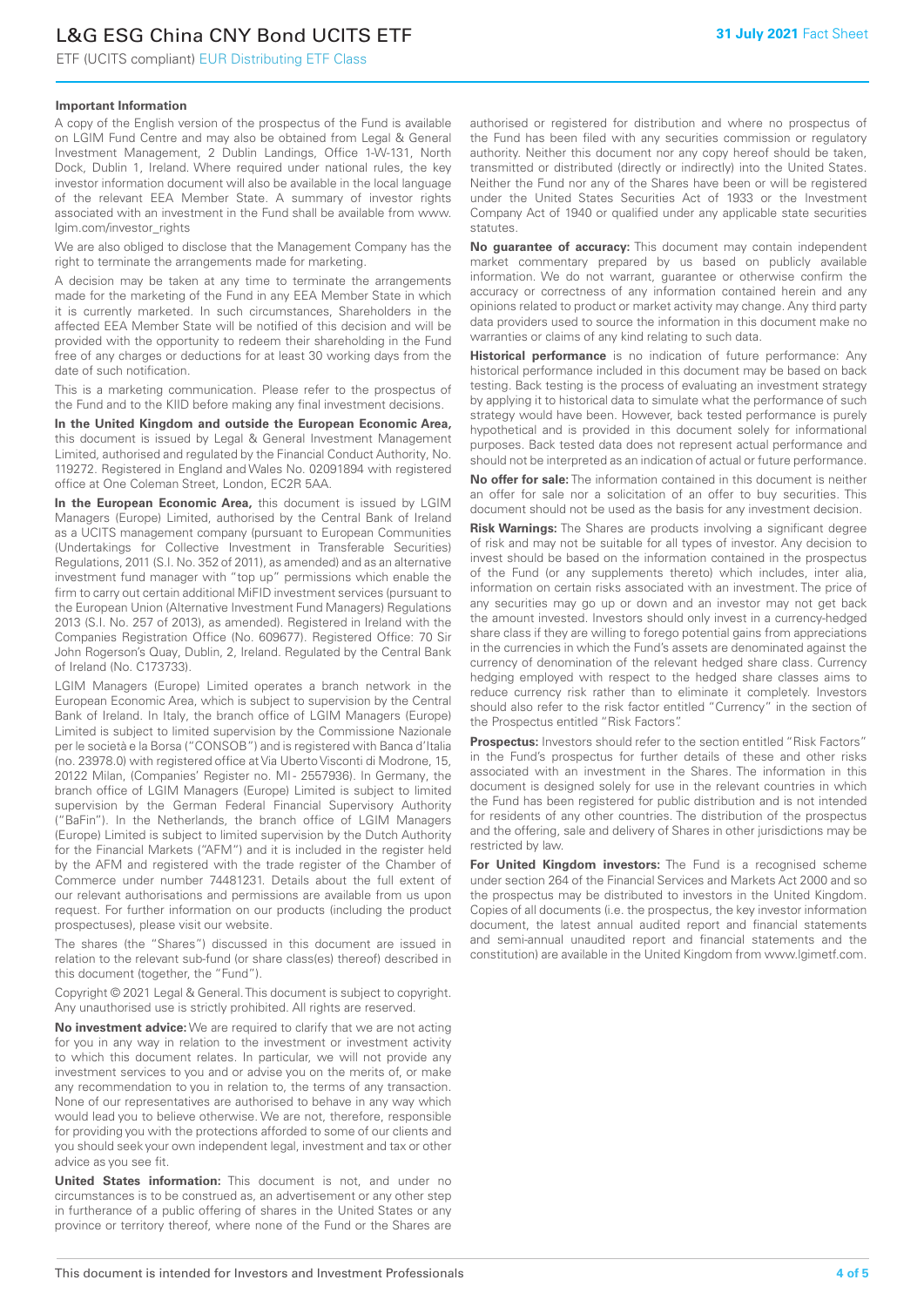### Important Information

A copy of the English version of the prospectus of the Fund is available on LGIM Fund Centre and may also be obtained from Legal & General Investment Management, 2 Dublin Landings, Office 1-W-131, North Dock, Dublin 1, Ireland. Where required under national rules, the key investor information document will also be available in the local language of the relevant EEA Member State. A summary of investor rights associated with an investment in the Fund shall be available from www.lgim.com/investor_rights

We are also obliged to disclose that the Management Company has the right to terminate the arrangements made for marketing.

A decision may be taken at any time to terminate the arrangements made for the marketing of the Fund in any EEA Member State in which it is currently marketed. In such circumstances, Shareholders in the affected EEA Member State will be notified of this decision and will be provided with the opportunity to redeem their shareholding in the Fund free of any charges or deductions for at least 30 working days from the date of such notification.

This is a marketing communication. Please refer to the prospectus of the Fund and to the KIID before making any final investment decisions.

**In the United Kingdom and outside the European Economic Area,** this document is issued by Legal & General Investment Management Limited, authorised and regulated by the Financial Conduct Authority, No. 119272. Registered in England and Wales No. 02091894 with registered office at One Coleman Street, London, EC2R 5AA.

**In the European Economic Area,** this document is issued by LGIM Managers (Europe) Limited, authorised by the Central Bank of Ireland as a UCITS management company (pursuant to European Communities (Undertakings for Collective Investment in Transferable Securities) Regulations, 2011 (S.I. No. 352 of 2011), as amended) and as an alternative investment fund manager with "top up" permissions which enable the firm to carry out certain additional MiFID investment services (pursuant to the European Union (Alternative Investment Fund Managers) Regulations 2013 (S.I. No. 257 of 2013), as amended). Registered in Ireland with the Companies Registration Office (No. 609677). Registered Office: 70 Sir John Rogerson's Quay, Dublin, 2, Ireland. Regulated by the Central Bank of Ireland (No. C173733).

LGIM Managers (Europe) Limited operates a branch network in the European Economic Area, which is subject to supervision by the Central Bank of Ireland. In Italy, the branch office of LGIM Managers (Europe) Limited is subject to limited supervision by the Commissione Nazionale per le società e la Borsa ("CONSOB") and is registered with Banca d'Italia (no. 23978.0) with registered office at Via Uberto Visconti di Modrone, 15, 20122 Milan, (Companies' Register no. MI - 2557936). In Germany, the branch office of LGIM Managers (Europe) Limited is subject to limited supervision by the German Federal Financial Supervisory Authority ("BaFin"). In the Netherlands, the branch office of LGIM Managers (Europe) Limited is subject to limited supervision by the Dutch Authority for the Financial Markets ("AFM") and it is included in the register held by the AFM and registered with the trade register of the Chamber of Commerce under number 74481231. Details about the full extent of our relevant authorisations and permissions are available from us upon request. For further information on our products (including the product prospectuses), please visit our website.

The shares (the "Shares") discussed in this document are issued in relation to the relevant sub-fund (or share class(es) thereof) described in this document (together, the "Fund").

Copyright © 2021 Legal & General. This document is subject to copyright. Any unauthorised use is strictly prohibited. All rights are reserved.

**No investment advice:** We are required to clarify that we are not acting for you in any way in relation to the investment or investment activity to which this document relates. In particular, we will not provide any investment services to you and or advise you on the merits of, or make any recommendation to you in relation to, the terms of any transaction. None of our representatives are authorised to behave in any way which would lead you to believe otherwise. We are not, therefore, responsible for providing you with the protections afforded to some of our clients and you should seek your own independent legal, investment and tax or other advice as you see fit.

**United States information:** This document is not, and under no circumstances is to be construed as, an advertisement or any other step in furtherance of a public offering of shares in the United States or any province or territory thereof, where none of the Fund or the Shares are authorised or registered for distribution and where no prospectus of the Fund has been filed with any securities commission or regulatory authority. Neither this document nor any copy hereof should be taken, transmitted or distributed (directly or indirectly) into the United States. Neither the Fund nor any of the Shares have been or will be registered under the United States Securities Act of 1933 or the Investment Company Act of 1940 or qualified under any applicable state securities statutes.

**No guarantee of accuracy:** This document may contain independent market commentary prepared by us based on publicly available information. We do not warrant, guarantee or otherwise confirm the accuracy or correctness of any information contained herein and any opinions related to product or market activity may change. Any third party data providers used to source the information in this document make no warranties or claims of any kind relating to such data.

**Historical performance** is no indication of future performance: Any historical performance included in this document may be based on back testing. Back testing is the process of evaluating an investment strategy by applying it to historical data to simulate what the performance of such strategy would have been. However, back tested performance is purely hypothetical and is provided in this document solely for informational purposes. Back tested data does not represent actual performance and should not be interpreted as an indication of actual or future performance.

**No offer for sale:** The information contained in this document is neither an offer for sale nor a solicitation of an offer to buy securities. This document should not be used as the basis for any investment decision.

**Risk Warnings:** The Shares are products involving a significant degree of risk and may not be suitable for all types of investor. Any decision to invest should be based on the information contained in the prospectus of the Fund (or any supplements thereto) which includes, inter alia, information on certain risks associated with an investment. The price of any securities may go up or down and an investor may not get back the amount invested. Investors should only invest in a currency-hedged share class if they are willing to forego potential gains from appreciations in the currencies in which the Fund's assets are denominated against the currency of denomination of the relevant hedged share class. Currency hedging employed with respect to the hedged share classes aims to reduce currency risk rather than to eliminate it completely. Investors should also refer to the risk factor entitled "Currency" in the section of the Prospectus entitled "Risk Factors".

**Prospectus:** Investors should refer to the section entitled "Risk Factors" in the Fund's prospectus for further details of these and other risks associated with an investment in the Shares. The information in this document is designed solely for use in the relevant countries in which the Fund has been registered for public distribution and is not intended for residents of any other countries. The distribution of the prospectus and the offering, sale and delivery of Shares in other jurisdictions may be restricted by law.

**For United Kingdom investors:** The Fund is a recognised scheme under section 264 of the Financial Services and Markets Act 2000 and so the prospectus may be distributed to investors in the United Kingdom. Copies of all documents (i.e. the prospectus, the key investor information document, the latest annual audited report and financial statements and semi-annual unaudited report and financial statements and the constitution) are available in the United Kingdom from www.lgimetf.com.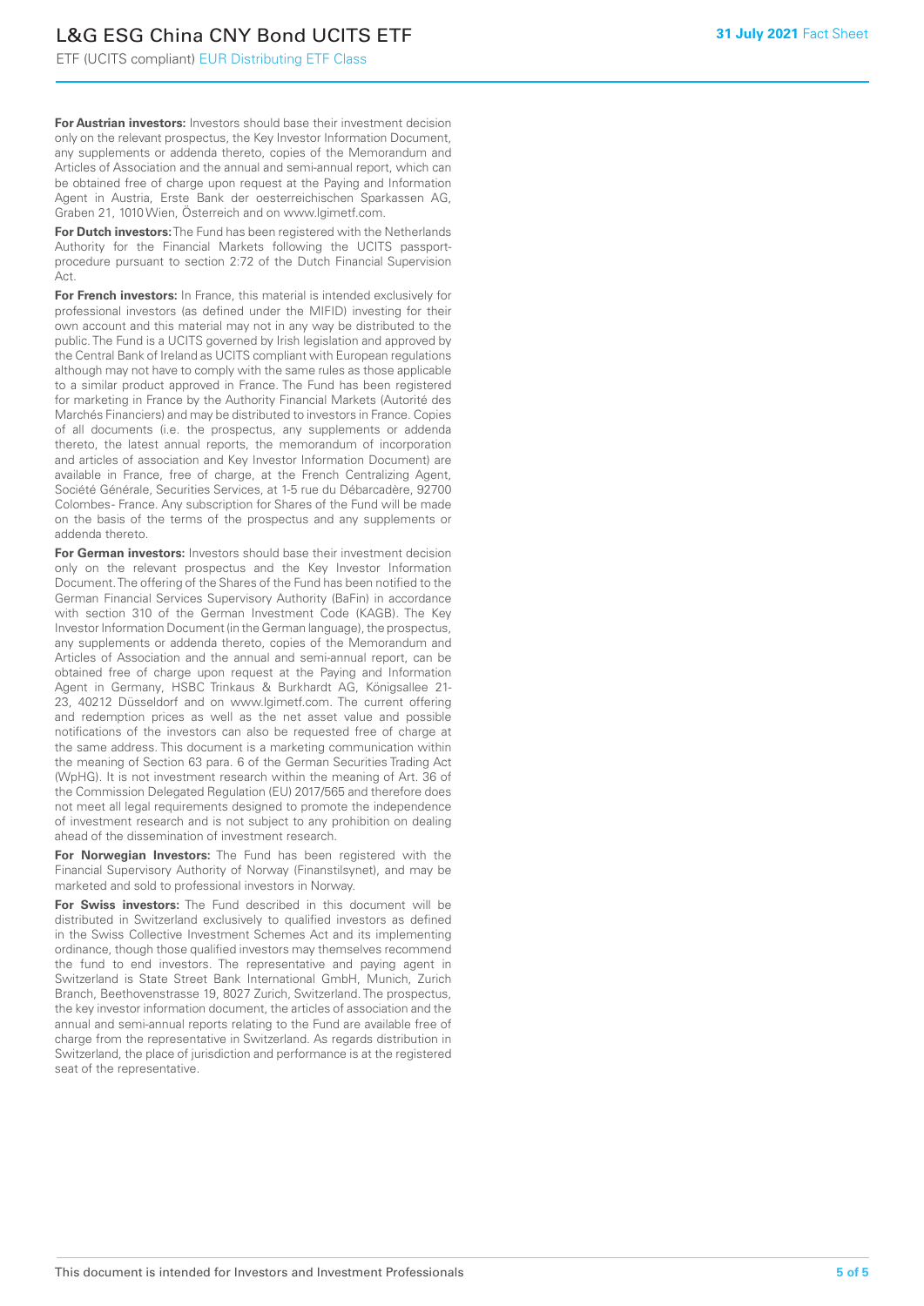**For Austrian investors:** Investors should base their investment decision only on the relevant prospectus, the Key Investor Information Document, any supplements or addenda thereto, copies of the Memorandum and Articles of Association and the annual and semi-annual report, which can be obtained free of charge upon request at the Paying and Information Agent in Austria, Erste Bank der oesterreichischen Sparkassen AG, Graben 21, 1010 Wien, Österreich and on www.lgimetf.com.

**For Dutch investors:** The Fund has been registered with the Netherlands Authority for the Financial Markets following the UCITS passport-procedure pursuant to section 2:72 of the Dutch Financial Supervision Act.

**For French investors:** In France, this material is intended exclusively for professional investors (as defined under the MIFID) investing for their own account and this material may not in any way be distributed to the public. The Fund is a UCITS governed by Irish legislation and approved by the Central Bank of Ireland as UCITS compliant with European regulations although may not have to comply with the same rules as those applicable to a similar product approved in France. The Fund has been registered for marketing in France by the Authority Financial Markets (Autorité des Marchés Financiers) and may be distributed to investors in France. Copies of all documents (i.e. the prospectus, any supplements or addenda thereto, the latest annual reports, the memorandum of incorporation and articles of association and Key Investor Information Document) are available in France, free of charge, at the French Centralizing Agent, Société Générale, Securities Services, at 1-5 rue du Débarcadère, 92700 Colombes- France. Any subscription for Shares of the Fund will be made on the basis of the terms of the prospectus and any supplements or addenda thereto.

**For German investors:** Investors should base their investment decision only on the relevant prospectus and the Key Investor Information Document. The offering of the Shares of the Fund has been notified to the German Financial Services Supervisory Authority (BaFin) in accordance with section 310 of the German Investment Code (KAGB). The Key Investor Information Document (in the German language), the prospectus, any supplements or addenda thereto, copies of the Memorandum and Articles of Association and the annual and semi-annual report, can be obtained free of charge upon request at the Paying and Information Agent in Germany, HSBC Trinkaus & Burkhardt AG, Königsallee 21-23, 40212 Düsseldorf and on www.lgimetf.com. The current offering and redemption prices as well as the net asset value and possible notifications of the investors can also be requested free of charge at the same address. This document is a marketing communication within the meaning of Section 63 para. 6 of the German Securities Trading Act (WpHG). It is not investment research within the meaning of Art. 36 of the Commission Delegated Regulation (EU) 2017/565 and therefore does not meet all legal requirements designed to promote the independence of investment research and is not subject to any prohibition on dealing ahead of the dissemination of investment research.

**For Norwegian Investors:** The Fund has been registered with the Financial Supervisory Authority of Norway (Finanstilsynet), and may be marketed and sold to professional investors in Norway.

**For Swiss investors:** The Fund described in this document will be distributed in Switzerland exclusively to qualified investors as defined in the Swiss Collective Investment Schemes Act and its implementing ordinance, though those qualified investors may themselves recommend the fund to end investors. The representative and paying agent in Switzerland is State Street Bank International GmbH, Munich, Zurich Branch, Beethovenstrasse 19, 8027 Zurich, Switzerland. The prospectus, the key investor information document, the articles of association and the annual and semi-annual reports relating to the Fund are available free of charge from the representative in Switzerland. As regards distribution in Switzerland, the place of jurisdiction and performance is at the registered seat of the representative.

This document is intended for Investors and Investment Professionals